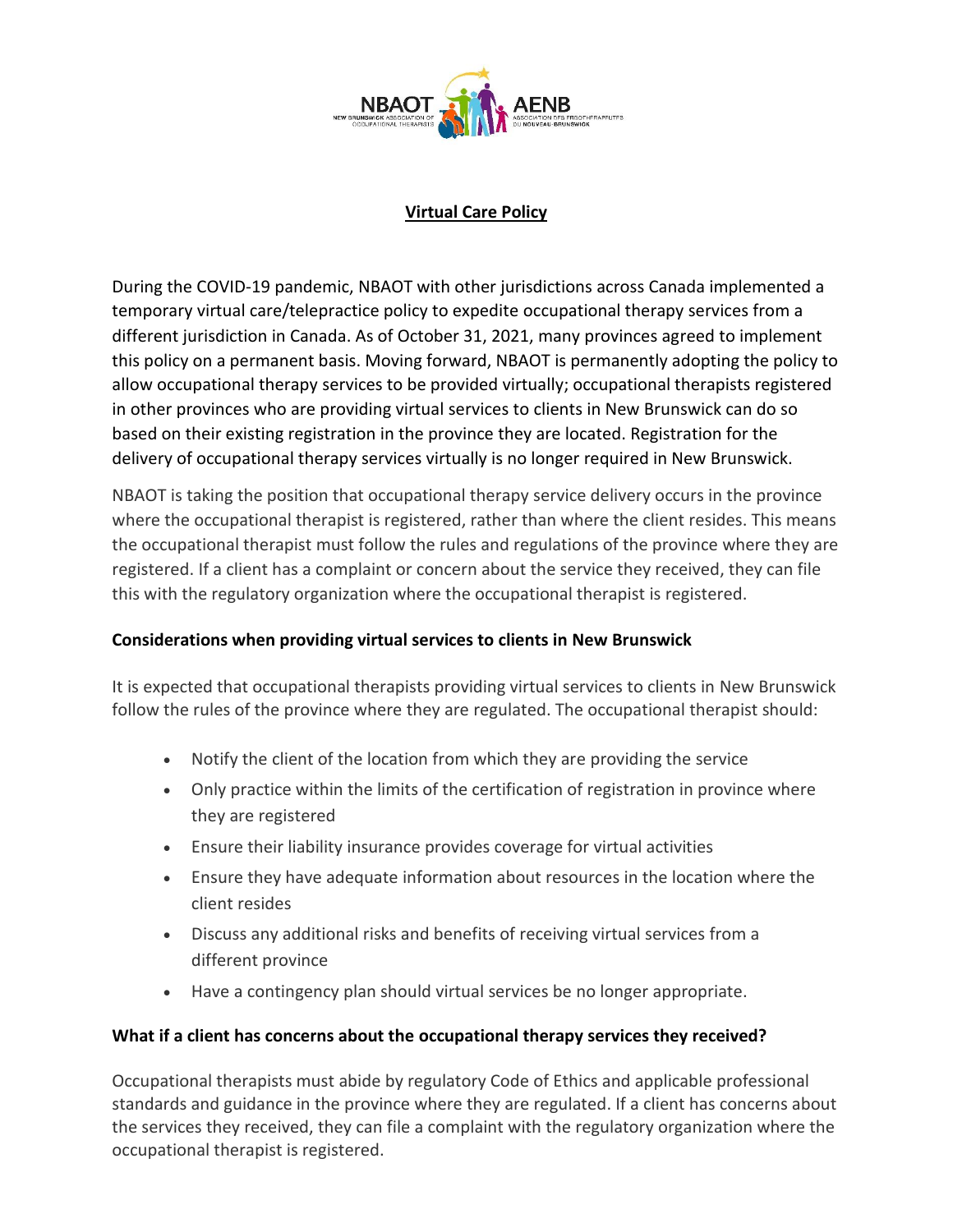# Virtual Care Policy

During the COVID-19 pandemic, NBAOT with other jurisdictions across Canada implemented a temporary virtual care/telepractice policy to expedite occupational therapy services from a different jurisdiction in Canada. As of October 31, 2021, many provinces agreed to implement this policy on a permanent basis. Moving forward, NBAOT is permanently adopting the policy to allow occupational therapy services to be provided virtually; occupational therapists registered in other provinces who are providing virtual services to clients in New Brunswick can do so based on their existing registration in the province they are located. Registration for the delivery of occupational therapy services virtually is no longer required in New Brunswick.

NBAOT is taking the position that occupational therapy service delivery occurs in the province where the occupational therapist is registered, rather than where the client resides. This means the occupational therapist must follow the rules and regulations of the province where they are registered. If a client has a complaint or concern about the service they received, they can file this with the regulatory organization where the occupational therapist is registered.

### Considerations when providing virtual services to clients in New Brunswick

It is expected that occupational therapists providing virtual services to clients in New Brunswick follow the rules of the province where they are regulated. The occupational therapist should:

- Notify the client of the location from which they are providing the service
- Only practice within the limits of the certification of registration in province where they are registered
- Ensure their liability insurance provides coverage for virtual activities
- Ensure they have adequate information about resources in the location where the client resides
- Discuss any additional risks and benefits of receiving virtual services from a different province
- Have a contingency plan should virtual services be no longer appropriate.

### What if a client has concerns about the occupational therapy services they received?

Occupational therapists must abide by regulatory Code of Ethics and applicable professional standards and guidance in the province where they are regulated. If a client has concerns about the services they received, they can file a complaint with the regulatory organization where the occupational therapist is registered.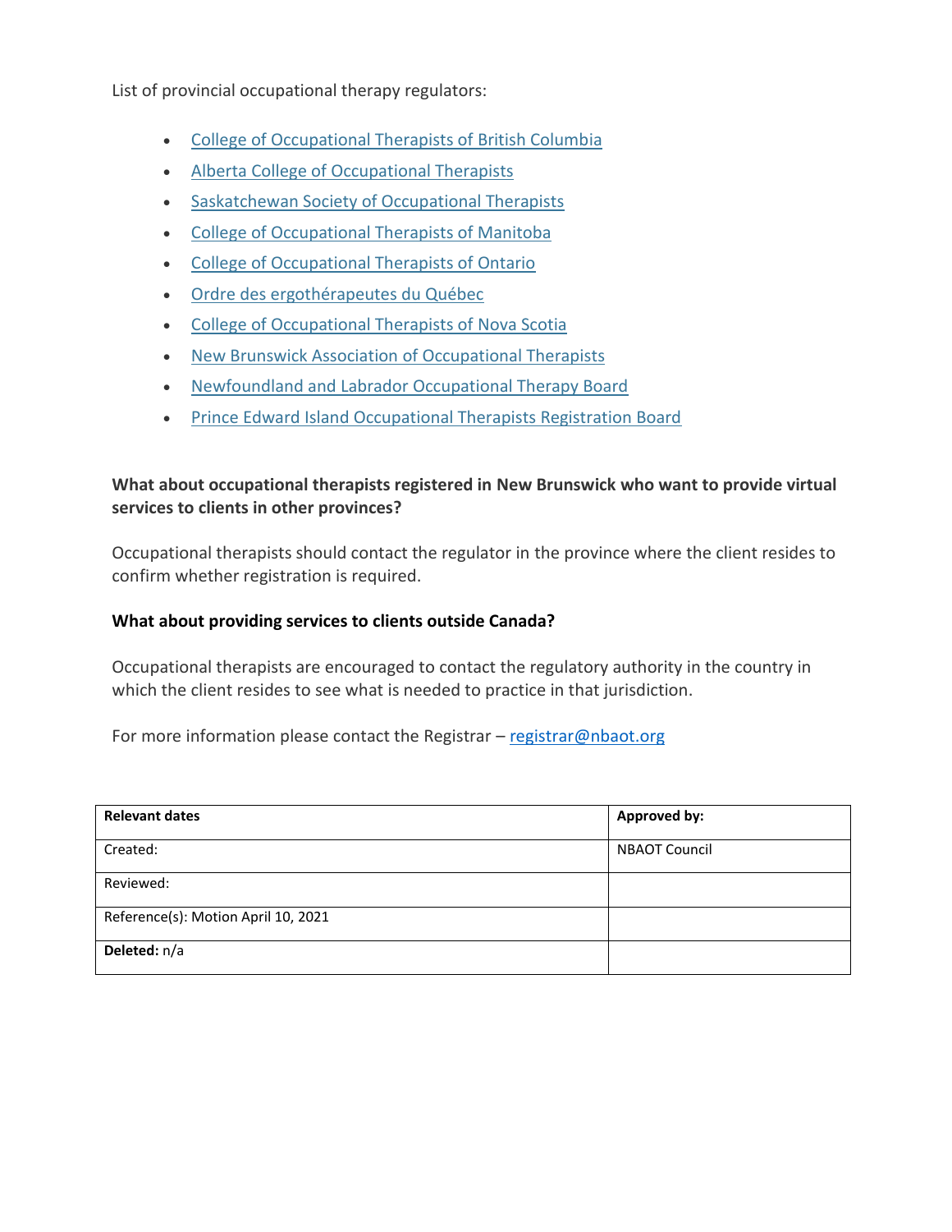List of provincial occupational therapy regulators:

- College of Occupational Therapists of British Columbia
- Alberta College of Occupational Therapists
- Saskatchewan Society of Occupational Therapists
- College of Occupational Therapists of Manitoba
- College of Occupational Therapists of Ontario
- Ordre des ergothérapeutes du Québec
- College of Occupational Therapists of Nova Scotia
- New Brunswick Association of Occupational Therapists
- Newfoundland and Labrador Occupational Therapy Board
- Prince Edward Island Occupational Therapists Registration Board

**What about occupational therapists registered in New Brunswick who want to provide virtual services to clients in other provinces?**

Occupational therapists should contact the regulator in the province where the client resides to confirm whether registration is required.

**What about providing services to clients outside Canada?**

Occupational therapists are encouraged to contact the regulatory authority in the country in which the client resides to see what is needed to practice in that jurisdiction.

For more information please contact the Registrar – registrar@nbaot.org

| **Relevant dates** | **Approved by:** |
|---|---|
| Created: | NBAOT Council |
| Reviewed: | |
| Reference(s): Motion April 10, 2021 | |
| **Deleted:** n/a | |